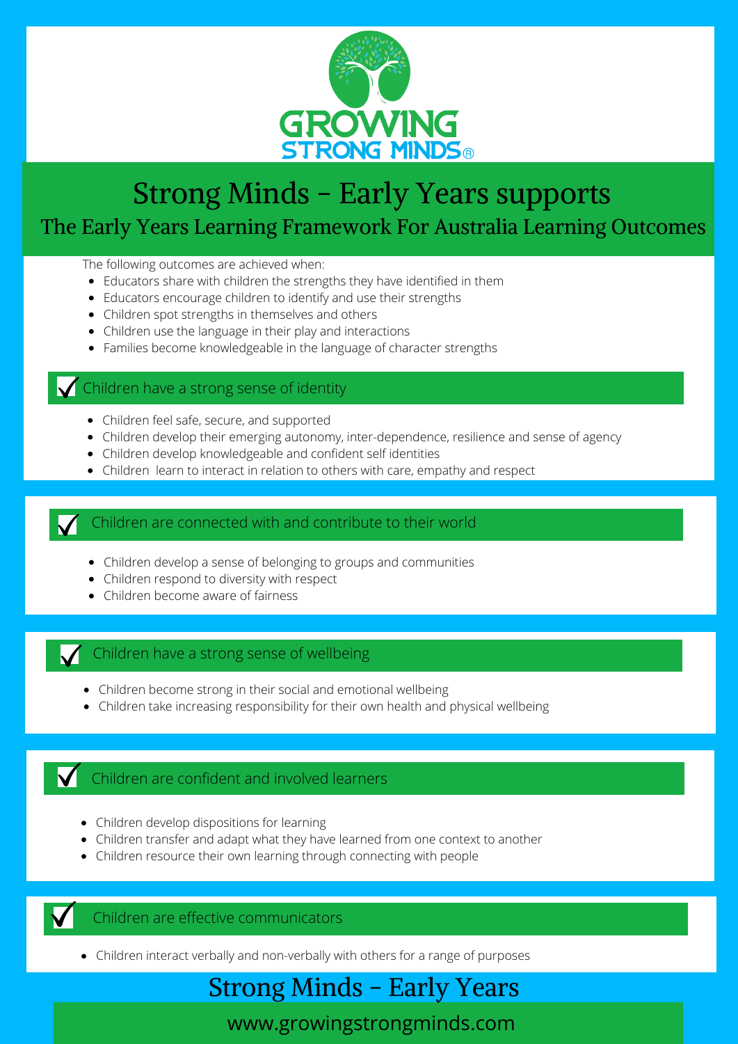GROWING STRONG MINDS®

# Strong Minds - Early Years supports

## The Early Years Learning Framework For Australia Learning Outcomes

The following outcomes are achieved when:

- Educators share with children the strengths they have identified in them
- Educators encourage children to identify and use their strengths
- Children spot strengths in themselves and others
- Children use the language in their play and interactions
- Families become knowledgeable in the language of character strengths

### ✓ Children have a strong sense of identity

- Children feel safe, secure, and supported
- Children develop their emerging autonomy, inter-dependence, resilience and sense of agency
- Children develop knowledgeable and confident self identities
- Children learn to interact in relation to others with care, empathy and respect

### ✓ Children are connected with and contribute to their world

- Children develop a sense of belonging to groups and communities
- Children respond to diversity with respect
- Children become aware of fairness

### ✓ Children have a strong sense of wellbeing

- Children become strong in their social and emotional wellbeing
- Children take increasing responsibility for their own health and physical wellbeing

### ✓ Children are confident and involved learners

- Children develop dispositions for learning
- Children transfer and adapt what they have learned from one context to another
- Children resource their own learning through connecting with people

### ✓ Children are effective communicators

- Children interact verbally and non-verbally with others for a range of purposes

## Strong Minds - Early Years

www.growingstrongminds.com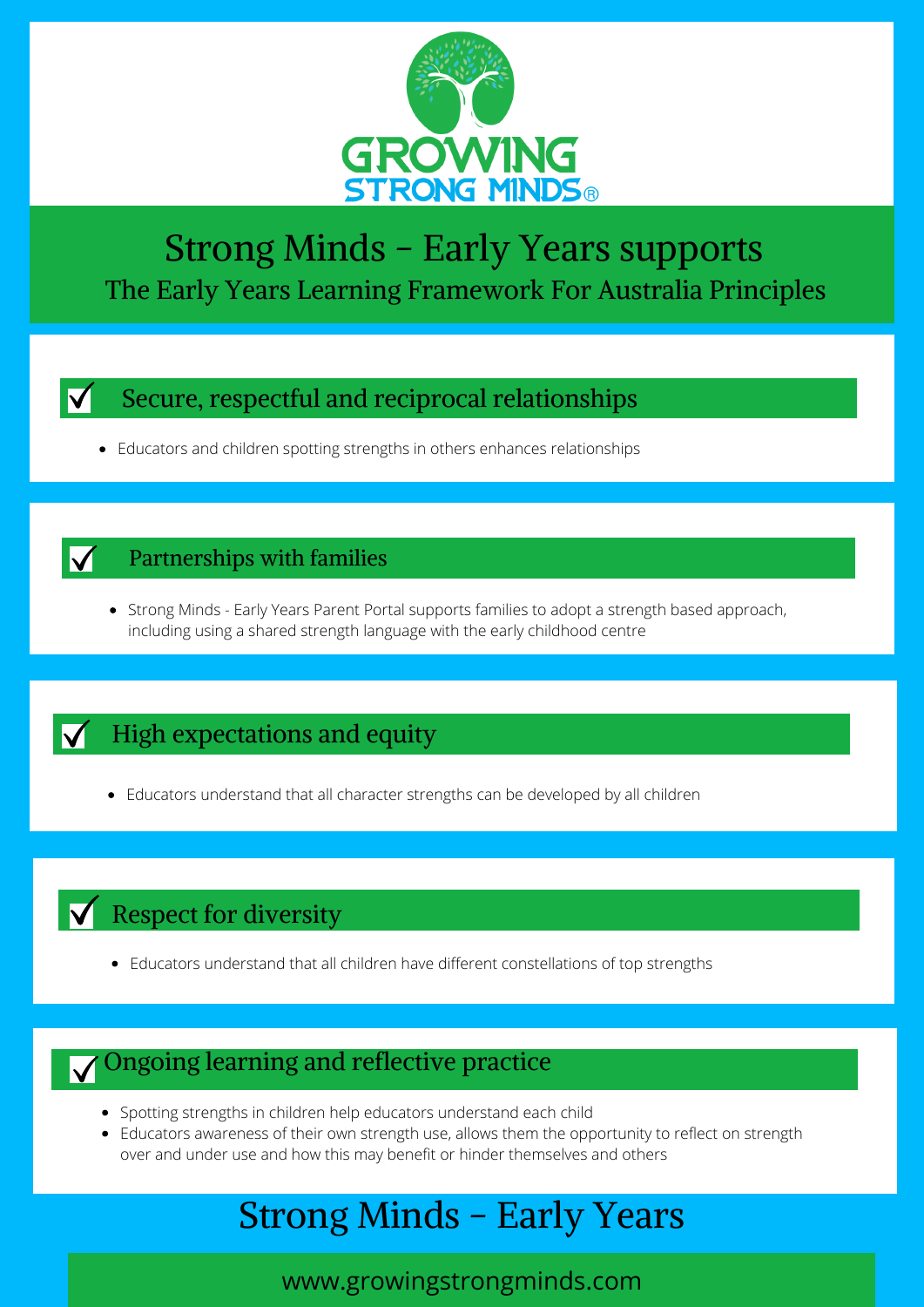GROWING STRONG MINDS®

# Strong Minds - Early Years supports

## The Early Years Learning Framework For Australia Principles

### ✓ Secure, respectful and reciprocal relationships

- Educators and children spotting strengths in others enhances relationships

### ✓ Partnerships with families

- Strong Minds - Early Years Parent Portal supports families to adopt a strength based approach, including using a shared strength language with the early childhood centre

### ✓ High expectations and equity

- Educators understand that all character strengths can be developed by all children

### ✓ Respect for diversity

- Educators understand that all children have different constellations of top strengths

### ✓ Ongoing learning and reflective practice

- Spotting strengths in children help educators understand each child
- Educators awareness of their own strength use, allows them the opportunity to reflect on strength over and under use and how this may benefit or hinder themselves and others

## Strong Minds - Early Years

www.growingstrongminds.com